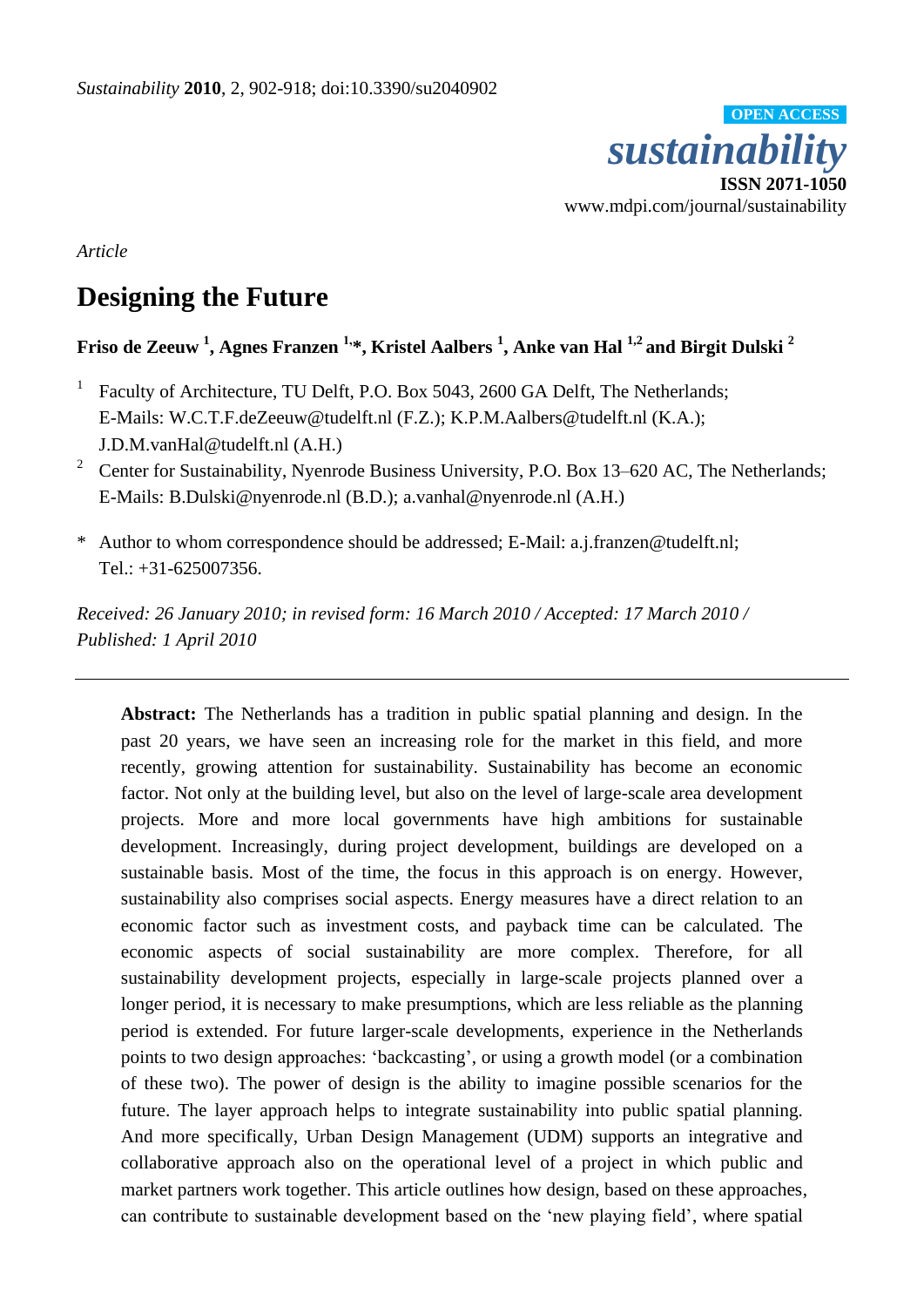*Sustainability* **2010**, 2, 902-918; doi:10.3390/su2040902

**OPEN ACCESS**

***sustainability***

**ISSN 2071-1050**

www.mdpi.com/journal/sustainability

*Article*

# Designing the Future

**Friso de Zeeuw [1], Agnes Franzen [1,*], Kristel Aalbers [1], Anke van Hal [1,2] and Birgit Dulski [2]**

[1] Faculty of Architecture, TU Delft, P.O. Box 5043, 2600 GA Delft, The Netherlands; E-Mails: W.C.T.F.deZeeuw@tudelft.nl (F.Z.); K.P.M.Aalbers@tudelft.nl (K.A.); J.D.M.vanHal@tudelft.nl (A.H.)

[2] Center for Sustainability, Nyenrode Business University, P.O. Box 13–620 AC, The Netherlands; E-Mails: B.Dulski@nyenrode.nl (B.D.); a.vanhal@nyenrode.nl (A.H.)

\* Author to whom correspondence should be addressed; E-Mail: a.j.franzen@tudelft.nl; Tel.: +31-625007356.

*Received: 26 January 2010; in revised form: 16 March 2010 / Accepted: 17 March 2010 / Published: 1 April 2010*

---

**Abstract:** The Netherlands has a tradition in public spatial planning and design. In the past 20 years, we have seen an increasing role for the market in this field, and more recently, growing attention for sustainability. Sustainability has become an economic factor. Not only at the building level, but also on the level of large-scale area development projects. More and more local governments have high ambitions for sustainable development. Increasingly, during project development, buildings are developed on a sustainable basis. Most of the time, the focus in this approach is on energy. However, sustainability also comprises social aspects. Energy measures have a direct relation to an economic factor such as investment costs, and payback time can be calculated. The economic aspects of social sustainability are more complex. Therefore, for all sustainability development projects, especially in large-scale projects planned over a longer period, it is necessary to make presumptions, which are less reliable as the planning period is extended. For future larger-scale developments, experience in the Netherlands points to two design approaches: 'backcasting', or using a growth model (or a combination of these two). The power of design is the ability to imagine possible scenarios for the future. The layer approach helps to integrate sustainability into public spatial planning. And more specifically, Urban Design Management (UDM) supports an integrative and collaborative approach also on the operational level of a project in which public and market partners work together. This article outlines how design, based on these approaches, can contribute to sustainable development based on the 'new playing field', where spatial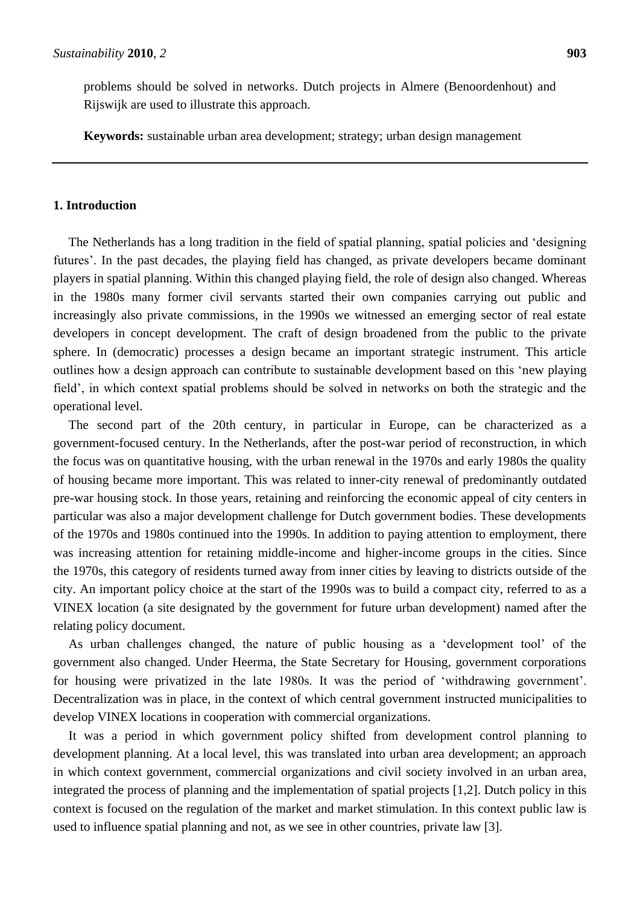problems should be solved in networks. Dutch projects in Almere (Benoordenhout) and Rijswijk are used to illustrate this approach.

**Keywords:** sustainable urban area development; strategy; urban design management

## 1. Introduction

The Netherlands has a long tradition in the field of spatial planning, spatial policies and 'designing futures'. In the past decades, the playing field has changed, as private developers became dominant players in spatial planning. Within this changed playing field, the role of design also changed. Whereas in the 1980s many former civil servants started their own companies carrying out public and increasingly also private commissions, in the 1990s we witnessed an emerging sector of real estate developers in concept development. The craft of design broadened from the public to the private sphere. In (democratic) processes a design became an important strategic instrument. This article outlines how a design approach can contribute to sustainable development based on this 'new playing field', in which context spatial problems should be solved in networks on both the strategic and the operational level.

The second part of the 20th century, in particular in Europe, can be characterized as a government-focused century. In the Netherlands, after the post-war period of reconstruction, in which the focus was on quantitative housing, with the urban renewal in the 1970s and early 1980s the quality of housing became more important. This was related to inner-city renewal of predominantly outdated pre-war housing stock. In those years, retaining and reinforcing the economic appeal of city centers in particular was also a major development challenge for Dutch government bodies. These developments of the 1970s and 1980s continued into the 1990s. In addition to paying attention to employment, there was increasing attention for retaining middle-income and higher-income groups in the cities. Since the 1970s, this category of residents turned away from inner cities by leaving to districts outside of the city. An important policy choice at the start of the 1990s was to build a compact city, referred to as a VINEX location (a site designated by the government for future urban development) named after the relating policy document.

As urban challenges changed, the nature of public housing as a 'development tool' of the government also changed. Under Heerma, the State Secretary for Housing, government corporations for housing were privatized in the late 1980s. It was the period of 'withdrawing government'. Decentralization was in place, in the context of which central government instructed municipalities to develop VINEX locations in cooperation with commercial organizations.

It was a period in which government policy shifted from development control planning to development planning. At a local level, this was translated into urban area development; an approach in which context government, commercial organizations and civil society involved in an urban area, integrated the process of planning and the implementation of spatial projects [1,2]. Dutch policy in this context is focused on the regulation of the market and market stimulation. In this context public law is used to influence spatial planning and not, as we see in other countries, private law [3].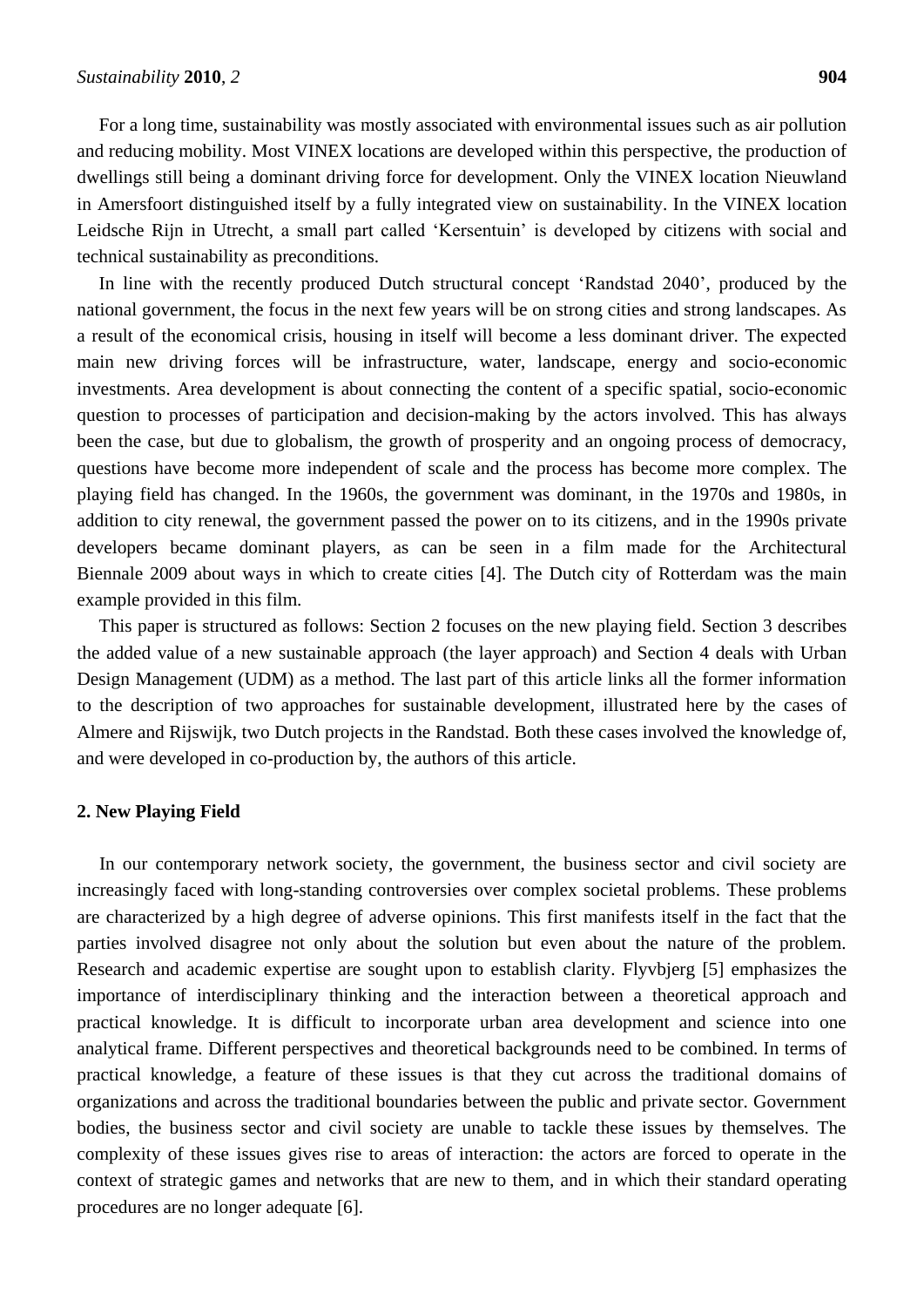For a long time, sustainability was mostly associated with environmental issues such as air pollution and reducing mobility. Most VINEX locations are developed within this perspective, the production of dwellings still being a dominant driving force for development. Only the VINEX location Nieuwland in Amersfoort distinguished itself by a fully integrated view on sustainability. In the VINEX location Leidsche Rijn in Utrecht, a small part called 'Kersentuin' is developed by citizens with social and technical sustainability as preconditions.

In line with the recently produced Dutch structural concept 'Randstad 2040', produced by the national government, the focus in the next few years will be on strong cities and strong landscapes. As a result of the economical crisis, housing in itself will become a less dominant driver. The expected main new driving forces will be infrastructure, water, landscape, energy and socio-economic investments. Area development is about connecting the content of a specific spatial, socio-economic question to processes of participation and decision-making by the actors involved. This has always been the case, but due to globalism, the growth of prosperity and an ongoing process of democracy, questions have become more independent of scale and the process has become more complex. The playing field has changed. In the 1960s, the government was dominant, in the 1970s and 1980s, in addition to city renewal, the government passed the power on to its citizens, and in the 1990s private developers became dominant players, as can be seen in a film made for the Architectural Biennale 2009 about ways in which to create cities [4]. The Dutch city of Rotterdam was the main example provided in this film.

This paper is structured as follows: Section 2 focuses on the new playing field. Section 3 describes the added value of a new sustainable approach (the layer approach) and Section 4 deals with Urban Design Management (UDM) as a method. The last part of this article links all the former information to the description of two approaches for sustainable development, illustrated here by the cases of Almere and Rijswijk, two Dutch projects in the Randstad. Both these cases involved the knowledge of, and were developed in co-production by, the authors of this article.

## 2. New Playing Field

In our contemporary network society, the government, the business sector and civil society are increasingly faced with long-standing controversies over complex societal problems. These problems are characterized by a high degree of adverse opinions. This first manifests itself in the fact that the parties involved disagree not only about the solution but even about the nature of the problem. Research and academic expertise are sought upon to establish clarity. Flyvbjerg [5] emphasizes the importance of interdisciplinary thinking and the interaction between a theoretical approach and practical knowledge. It is difficult to incorporate urban area development and science into one analytical frame. Different perspectives and theoretical backgrounds need to be combined. In terms of practical knowledge, a feature of these issues is that they cut across the traditional domains of organizations and across the traditional boundaries between the public and private sector. Government bodies, the business sector and civil society are unable to tackle these issues by themselves. The complexity of these issues gives rise to areas of interaction: the actors are forced to operate in the context of strategic games and networks that are new to them, and in which their standard operating procedures are no longer adequate [6].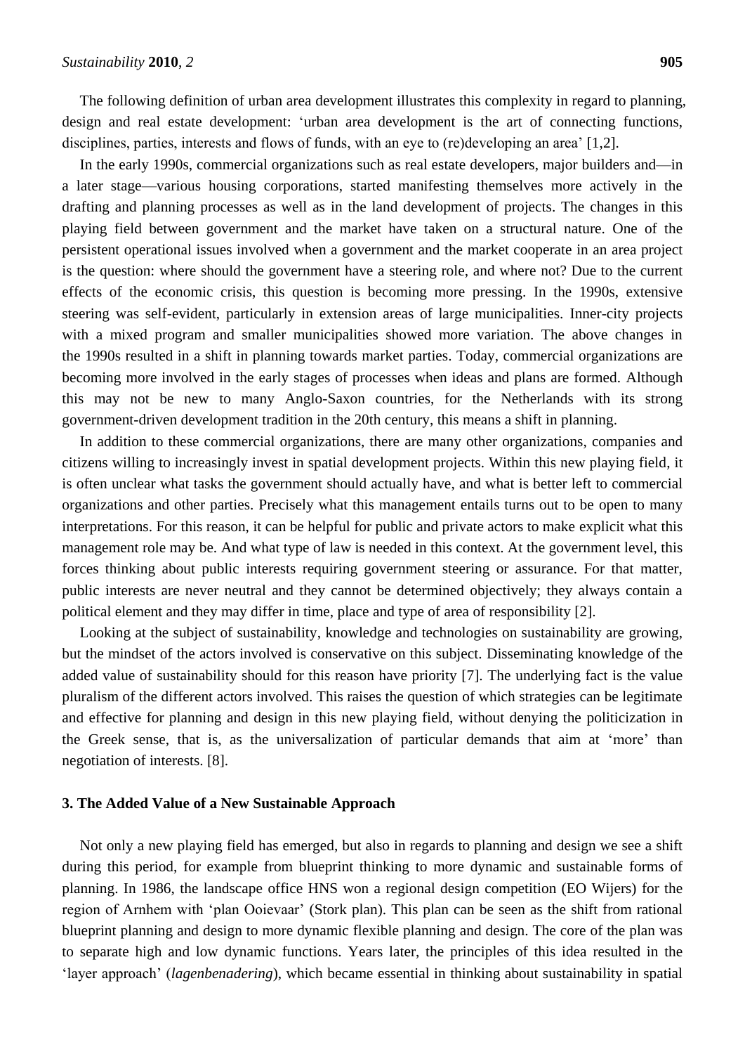The following definition of urban area development illustrates this complexity in regard to planning, design and real estate development: 'urban area development is the art of connecting functions, disciplines, parties, interests and flows of funds, with an eye to (re)developing an area' [1,2].

In the early 1990s, commercial organizations such as real estate developers, major builders and—in a later stage—various housing corporations, started manifesting themselves more actively in the drafting and planning processes as well as in the land development of projects. The changes in this playing field between government and the market have taken on a structural nature. One of the persistent operational issues involved when a government and the market cooperate in an area project is the question: where should the government have a steering role, and where not? Due to the current effects of the economic crisis, this question is becoming more pressing. In the 1990s, extensive steering was self-evident, particularly in extension areas of large municipalities. Inner-city projects with a mixed program and smaller municipalities showed more variation. The above changes in the 1990s resulted in a shift in planning towards market parties. Today, commercial organizations are becoming more involved in the early stages of processes when ideas and plans are formed. Although this may not be new to many Anglo-Saxon countries, for the Netherlands with its strong government-driven development tradition in the 20th century, this means a shift in planning.

In addition to these commercial organizations, there are many other organizations, companies and citizens willing to increasingly invest in spatial development projects. Within this new playing field, it is often unclear what tasks the government should actually have, and what is better left to commercial organizations and other parties. Precisely what this management entails turns out to be open to many interpretations. For this reason, it can be helpful for public and private actors to make explicit what this management role may be. And what type of law is needed in this context. At the government level, this forces thinking about public interests requiring government steering or assurance. For that matter, public interests are never neutral and they cannot be determined objectively; they always contain a political element and they may differ in time, place and type of area of responsibility [2].

Looking at the subject of sustainability, knowledge and technologies on sustainability are growing, but the mindset of the actors involved is conservative on this subject. Disseminating knowledge of the added value of sustainability should for this reason have priority [7]. The underlying fact is the value pluralism of the different actors involved. This raises the question of which strategies can be legitimate and effective for planning and design in this new playing field, without denying the politicization in the Greek sense, that is, as the universalization of particular demands that aim at 'more' than negotiation of interests. [8].

## 3. The Added Value of a New Sustainable Approach

Not only a new playing field has emerged, but also in regards to planning and design we see a shift during this period, for example from blueprint thinking to more dynamic and sustainable forms of planning. In 1986, the landscape office HNS won a regional design competition (EO Wijers) for the region of Arnhem with 'plan Ooievaar' (Stork plan). This plan can be seen as the shift from rational blueprint planning and design to more dynamic flexible planning and design. The core of the plan was to separate high and low dynamic functions. Years later, the principles of this idea resulted in the 'layer approach' (*lagenbenadering*), which became essential in thinking about sustainability in spatial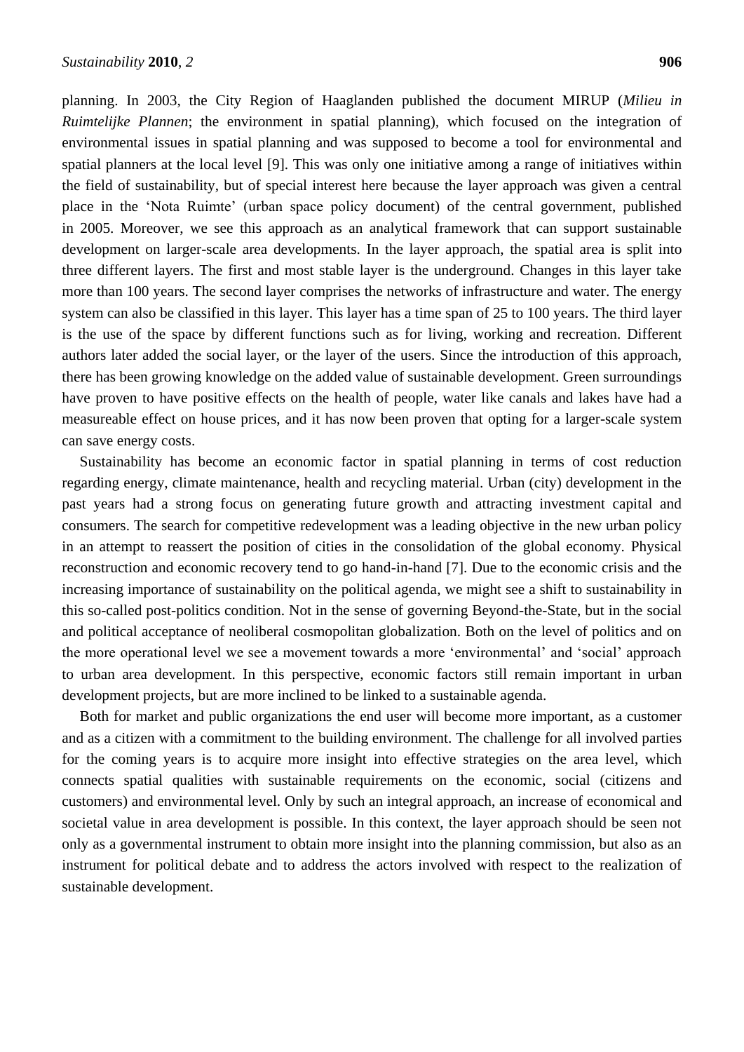planning. In 2003, the City Region of Haaglanden published the document MIRUP (*Milieu in Ruimtelijke Plannen*; the environment in spatial planning), which focused on the integration of environmental issues in spatial planning and was supposed to become a tool for environmental and spatial planners at the local level [9]. This was only one initiative among a range of initiatives within the field of sustainability, but of special interest here because the layer approach was given a central place in the 'Nota Ruimte' (urban space policy document) of the central government, published in 2005. Moreover, we see this approach as an analytical framework that can support sustainable development on larger-scale area developments. In the layer approach, the spatial area is split into three different layers. The first and most stable layer is the underground. Changes in this layer take more than 100 years. The second layer comprises the networks of infrastructure and water. The energy system can also be classified in this layer. This layer has a time span of 25 to 100 years. The third layer is the use of the space by different functions such as for living, working and recreation. Different authors later added the social layer, or the layer of the users. Since the introduction of this approach, there has been growing knowledge on the added value of sustainable development. Green surroundings have proven to have positive effects on the health of people, water like canals and lakes have had a measureable effect on house prices, and it has now been proven that opting for a larger-scale system can save energy costs.

Sustainability has become an economic factor in spatial planning in terms of cost reduction regarding energy, climate maintenance, health and recycling material. Urban (city) development in the past years had a strong focus on generating future growth and attracting investment capital and consumers. The search for competitive redevelopment was a leading objective in the new urban policy in an attempt to reassert the position of cities in the consolidation of the global economy. Physical reconstruction and economic recovery tend to go hand-in-hand [7]. Due to the economic crisis and the increasing importance of sustainability on the political agenda, we might see a shift to sustainability in this so-called post-politics condition. Not in the sense of governing Beyond-the-State, but in the social and political acceptance of neoliberal cosmopolitan globalization. Both on the level of politics and on the more operational level we see a movement towards a more 'environmental' and 'social' approach to urban area development. In this perspective, economic factors still remain important in urban development projects, but are more inclined to be linked to a sustainable agenda.

Both for market and public organizations the end user will become more important, as a customer and as a citizen with a commitment to the building environment. The challenge for all involved parties for the coming years is to acquire more insight into effective strategies on the area level, which connects spatial qualities with sustainable requirements on the economic, social (citizens and customers) and environmental level. Only by such an integral approach, an increase of economical and societal value in area development is possible. In this context, the layer approach should be seen not only as a governmental instrument to obtain more insight into the planning commission, but also as an instrument for political debate and to address the actors involved with respect to the realization of sustainable development.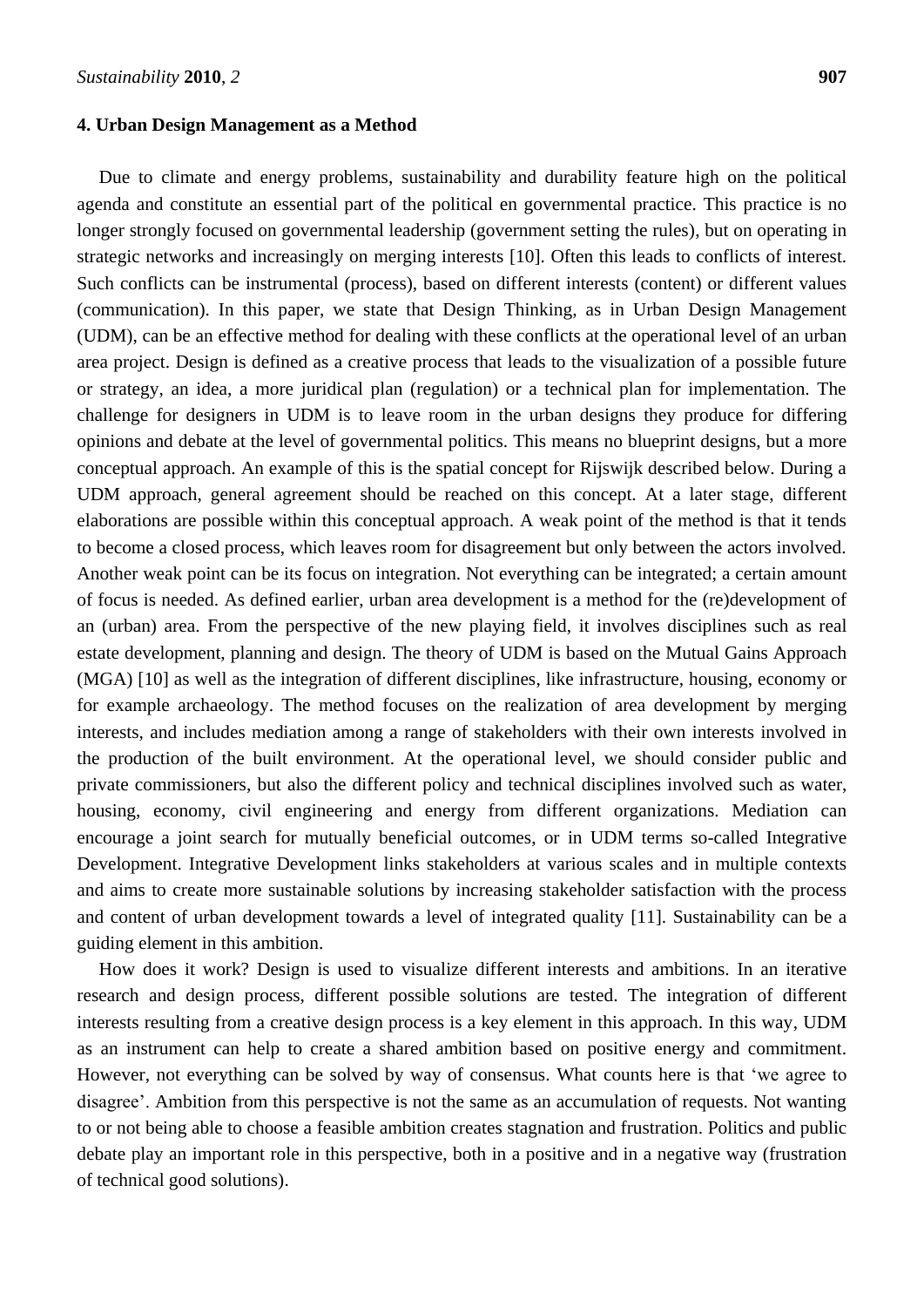## 4. Urban Design Management as a Method

Due to climate and energy problems, sustainability and durability feature high on the political agenda and constitute an essential part of the political en governmental practice. This practice is no longer strongly focused on governmental leadership (government setting the rules), but on operating in strategic networks and increasingly on merging interests [10]. Often this leads to conflicts of interest. Such conflicts can be instrumental (process), based on different interests (content) or different values (communication). In this paper, we state that Design Thinking, as in Urban Design Management (UDM), can be an effective method for dealing with these conflicts at the operational level of an urban area project. Design is defined as a creative process that leads to the visualization of a possible future or strategy, an idea, a more juridical plan (regulation) or a technical plan for implementation. The challenge for designers in UDM is to leave room in the urban designs they produce for differing opinions and debate at the level of governmental politics. This means no blueprint designs, but a more conceptual approach. An example of this is the spatial concept for Rijswijk described below. During a UDM approach, general agreement should be reached on this concept. At a later stage, different elaborations are possible within this conceptual approach. A weak point of the method is that it tends to become a closed process, which leaves room for disagreement but only between the actors involved. Another weak point can be its focus on integration. Not everything can be integrated; a certain amount of focus is needed. As defined earlier, urban area development is a method for the (re)development of an (urban) area. From the perspective of the new playing field, it involves disciplines such as real estate development, planning and design. The theory of UDM is based on the Mutual Gains Approach (MGA) [10] as well as the integration of different disciplines, like infrastructure, housing, economy or for example archaeology. The method focuses on the realization of area development by merging interests, and includes mediation among a range of stakeholders with their own interests involved in the production of the built environment. At the operational level, we should consider public and private commissioners, but also the different policy and technical disciplines involved such as water, housing, economy, civil engineering and energy from different organizations. Mediation can encourage a joint search for mutually beneficial outcomes, or in UDM terms so-called Integrative Development. Integrative Development links stakeholders at various scales and in multiple contexts and aims to create more sustainable solutions by increasing stakeholder satisfaction with the process and content of urban development towards a level of integrated quality [11]. Sustainability can be a guiding element in this ambition.

How does it work? Design is used to visualize different interests and ambitions. In an iterative research and design process, different possible solutions are tested. The integration of different interests resulting from a creative design process is a key element in this approach. In this way, UDM as an instrument can help to create a shared ambition based on positive energy and commitment. However, not everything can be solved by way of consensus. What counts here is that 'we agree to disagree'. Ambition from this perspective is not the same as an accumulation of requests. Not wanting to or not being able to choose a feasible ambition creates stagnation and frustration. Politics and public debate play an important role in this perspective, both in a positive and in a negative way (frustration of technical good solutions).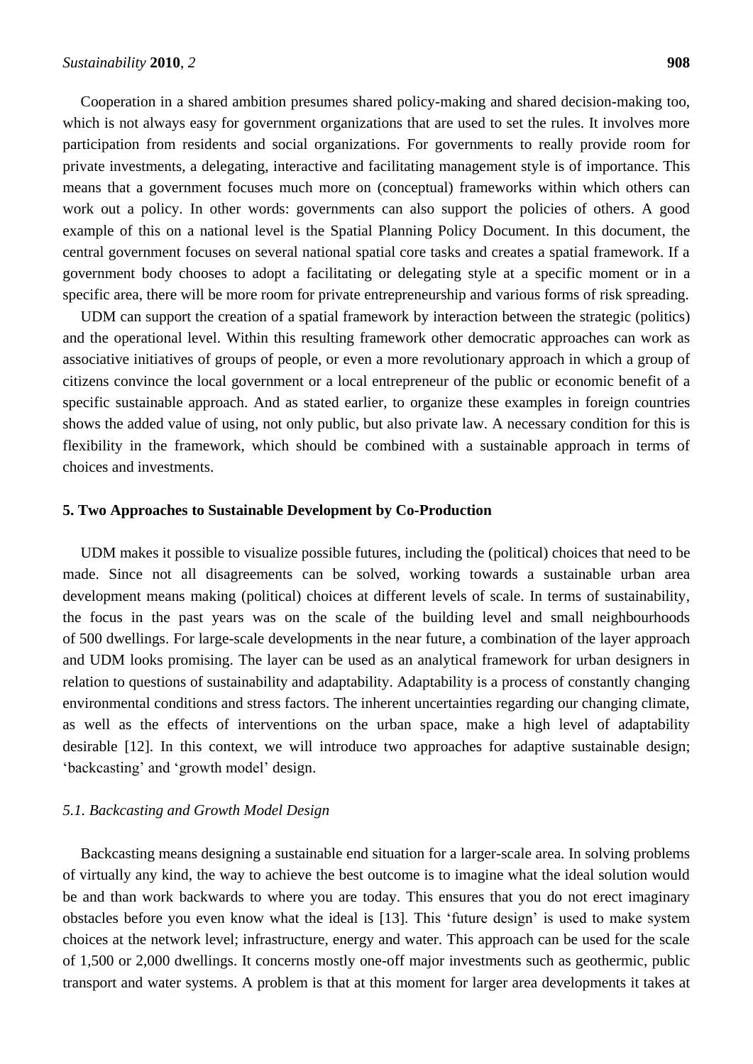Cooperation in a shared ambition presumes shared policy-making and shared decision-making too, which is not always easy for government organizations that are used to set the rules. It involves more participation from residents and social organizations. For governments to really provide room for private investments, a delegating, interactive and facilitating management style is of importance. This means that a government focuses much more on (conceptual) frameworks within which others can work out a policy. In other words: governments can also support the policies of others. A good example of this on a national level is the Spatial Planning Policy Document. In this document, the central government focuses on several national spatial core tasks and creates a spatial framework. If a government body chooses to adopt a facilitating or delegating style at a specific moment or in a specific area, there will be more room for private entrepreneurship and various forms of risk spreading.

UDM can support the creation of a spatial framework by interaction between the strategic (politics) and the operational level. Within this resulting framework other democratic approaches can work as associative initiatives of groups of people, or even a more revolutionary approach in which a group of citizens convince the local government or a local entrepreneur of the public or economic benefit of a specific sustainable approach. And as stated earlier, to organize these examples in foreign countries shows the added value of using, not only public, but also private law. A necessary condition for this is flexibility in the framework, which should be combined with a sustainable approach in terms of choices and investments.

## 5. Two Approaches to Sustainable Development by Co-Production

UDM makes it possible to visualize possible futures, including the (political) choices that need to be made. Since not all disagreements can be solved, working towards a sustainable urban area development means making (political) choices at different levels of scale. In terms of sustainability, the focus in the past years was on the scale of the building level and small neighbourhoods of 500 dwellings. For large-scale developments in the near future, a combination of the layer approach and UDM looks promising. The layer can be used as an analytical framework for urban designers in relation to questions of sustainability and adaptability. Adaptability is a process of constantly changing environmental conditions and stress factors. The inherent uncertainties regarding our changing climate, as well as the effects of interventions on the urban space, make a high level of adaptability desirable [12]. In this context, we will introduce two approaches for adaptive sustainable design; 'backcasting' and 'growth model' design.

### *5.1. Backcasting and Growth Model Design*

Backcasting means designing a sustainable end situation for a larger-scale area. In solving problems of virtually any kind, the way to achieve the best outcome is to imagine what the ideal solution would be and than work backwards to where you are today. This ensures that you do not erect imaginary obstacles before you even know what the ideal is [13]. This 'future design' is used to make system choices at the network level; infrastructure, energy and water. This approach can be used for the scale of 1,500 or 2,000 dwellings. It concerns mostly one-off major investments such as geothermic, public transport and water systems. A problem is that at this moment for larger area developments it takes at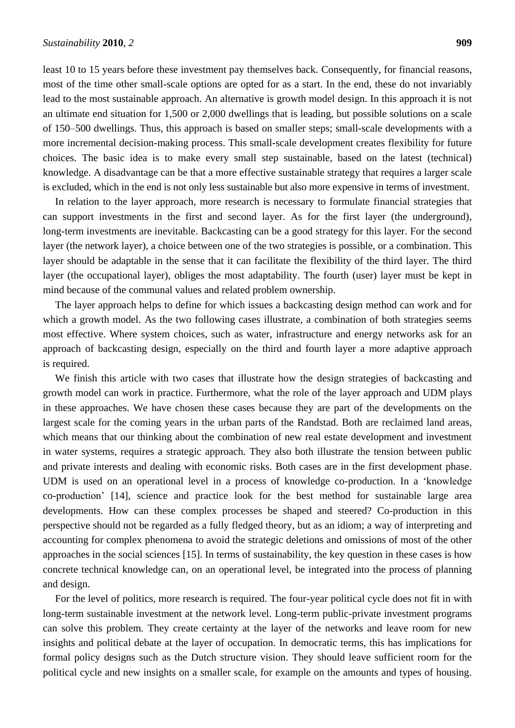least 10 to 15 years before these investment pay themselves back. Consequently, for financial reasons, most of the time other small-scale options are opted for as a start. In the end, these do not invariably lead to the most sustainable approach. An alternative is growth model design. In this approach it is not an ultimate end situation for 1,500 or 2,000 dwellings that is leading, but possible solutions on a scale of 150–500 dwellings. Thus, this approach is based on smaller steps; small-scale developments with a more incremental decision-making process. This small-scale development creates flexibility for future choices. The basic idea is to make every small step sustainable, based on the latest (technical) knowledge. A disadvantage can be that a more effective sustainable strategy that requires a larger scale is excluded, which in the end is not only less sustainable but also more expensive in terms of investment.

In relation to the layer approach, more research is necessary to formulate financial strategies that can support investments in the first and second layer. As for the first layer (the underground), long-term investments are inevitable. Backcasting can be a good strategy for this layer. For the second layer (the network layer), a choice between one of the two strategies is possible, or a combination. This layer should be adaptable in the sense that it can facilitate the flexibility of the third layer. The third layer (the occupational layer), obliges the most adaptability. The fourth (user) layer must be kept in mind because of the communal values and related problem ownership.

The layer approach helps to define for which issues a backcasting design method can work and for which a growth model. As the two following cases illustrate, a combination of both strategies seems most effective. Where system choices, such as water, infrastructure and energy networks ask for an approach of backcasting design, especially on the third and fourth layer a more adaptive approach is required.

We finish this article with two cases that illustrate how the design strategies of backcasting and growth model can work in practice. Furthermore, what the role of the layer approach and UDM plays in these approaches. We have chosen these cases because they are part of the developments on the largest scale for the coming years in the urban parts of the Randstad. Both are reclaimed land areas, which means that our thinking about the combination of new real estate development and investment in water systems, requires a strategic approach. They also both illustrate the tension between public and private interests and dealing with economic risks. Both cases are in the first development phase. UDM is used on an operational level in a process of knowledge co-production. In a 'knowledge co-production' [14], science and practice look for the best method for sustainable large area developments. How can these complex processes be shaped and steered? Co-production in this perspective should not be regarded as a fully fledged theory, but as an idiom; a way of interpreting and accounting for complex phenomena to avoid the strategic deletions and omissions of most of the other approaches in the social sciences [15]. In terms of sustainability, the key question in these cases is how concrete technical knowledge can, on an operational level, be integrated into the process of planning and design.

For the level of politics, more research is required. The four-year political cycle does not fit in with long-term sustainable investment at the network level. Long-term public-private investment programs can solve this problem. They create certainty at the layer of the networks and leave room for new insights and political debate at the layer of occupation. In democratic terms, this has implications for formal policy designs such as the Dutch structure vision. They should leave sufficient room for the political cycle and new insights on a smaller scale, for example on the amounts and types of housing.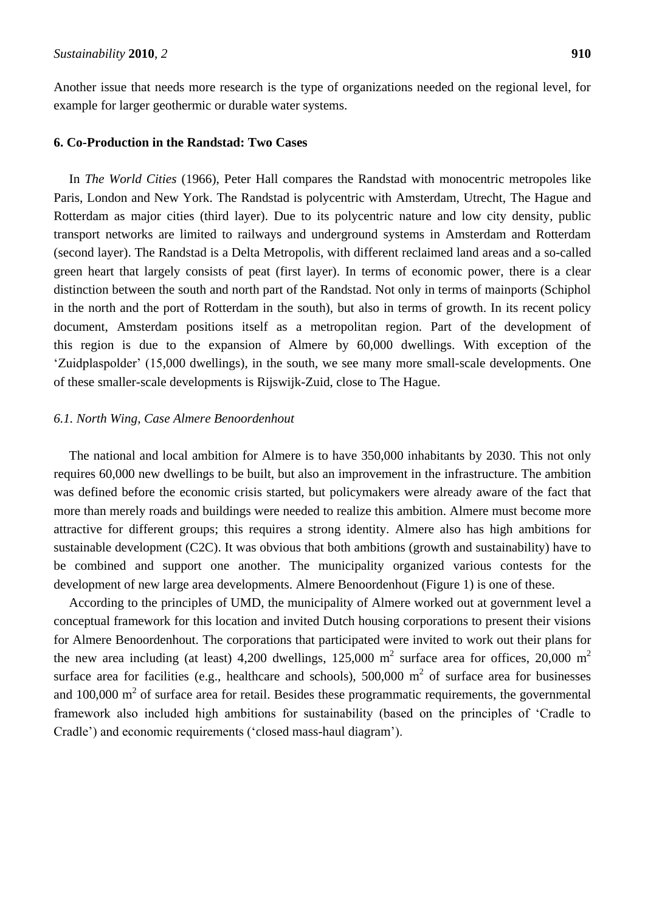Another issue that needs more research is the type of organizations needed on the regional level, for example for larger geothermic or durable water systems.

## 6. Co-Production in the Randstad: Two Cases

In *The World Cities* (1966), Peter Hall compares the Randstad with monocentric metropoles like Paris, London and New York. The Randstad is polycentric with Amsterdam, Utrecht, The Hague and Rotterdam as major cities (third layer). Due to its polycentric nature and low city density, public transport networks are limited to railways and underground systems in Amsterdam and Rotterdam (second layer). The Randstad is a Delta Metropolis, with different reclaimed land areas and a so-called green heart that largely consists of peat (first layer). In terms of economic power, there is a clear distinction between the south and north part of the Randstad. Not only in terms of mainports (Schiphol in the north and the port of Rotterdam in the south), but also in terms of growth. In its recent policy document, Amsterdam positions itself as a metropolitan region. Part of the development of this region is due to the expansion of Almere by 60,000 dwellings. With exception of the 'Zuidplaspolder' (15,000 dwellings), in the south, we see many more small-scale developments. One of these smaller-scale developments is Rijswijk-Zuid, close to The Hague.

### *6.1. North Wing, Case Almere Benoordenhout*

The national and local ambition for Almere is to have 350,000 inhabitants by 2030. This not only requires 60,000 new dwellings to be built, but also an improvement in the infrastructure. The ambition was defined before the economic crisis started, but policymakers were already aware of the fact that more than merely roads and buildings were needed to realize this ambition. Almere must become more attractive for different groups; this requires a strong identity. Almere also has high ambitions for sustainable development (C2C). It was obvious that both ambitions (growth and sustainability) have to be combined and support one another. The municipality organized various contests for the development of new large area developments. Almere Benoordenhout (Figure 1) is one of these.

According to the principles of UMD, the municipality of Almere worked out at government level a conceptual framework for this location and invited Dutch housing corporations to present their visions for Almere Benoordenhout. The corporations that participated were invited to work out their plans for the new area including (at least) 4,200 dwellings, 125,000 $m^2$ surface area for offices, 20,000 $m^2$ surface area for facilities (e.g., healthcare and schools), 500,000 $m^2$ of surface area for businesses and 100,000 $m^2$ of surface area for retail. Besides these programmatic requirements, the governmental framework also included high ambitions for sustainability (based on the principles of 'Cradle to Cradle') and economic requirements ('closed mass-haul diagram').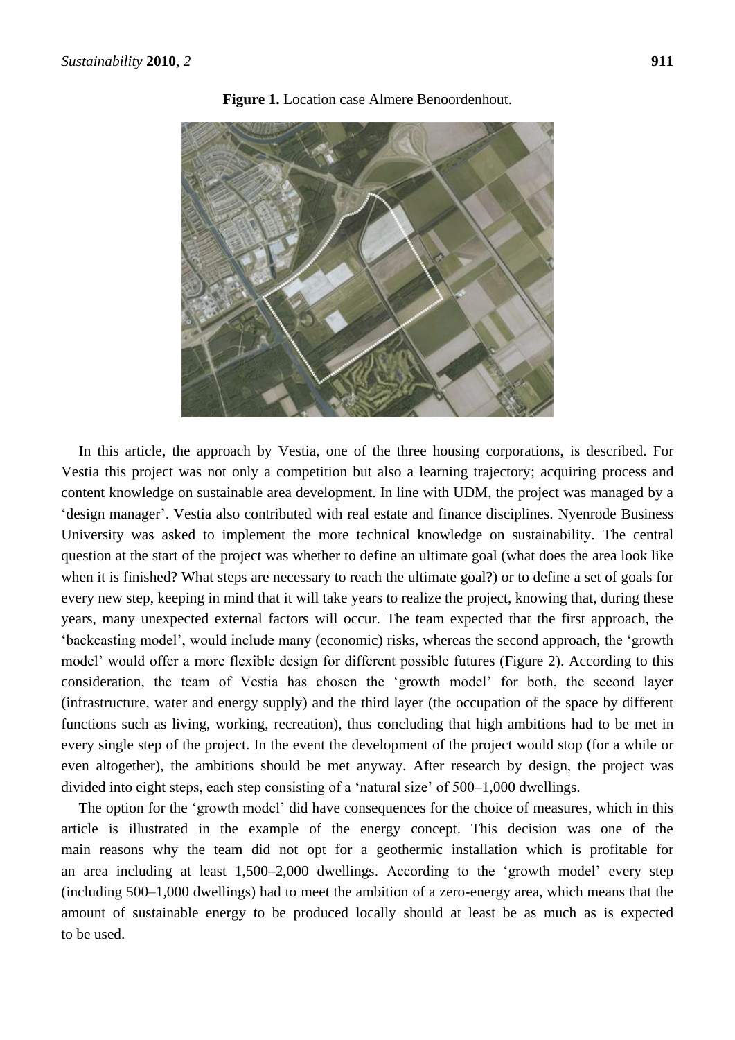**Figure 1.** Location case Almere Benoordenhout.

In this article, the approach by Vestia, one of the three housing corporations, is described. For Vestia this project was not only a competition but also a learning trajectory; acquiring process and content knowledge on sustainable area development. In line with UDM, the project was managed by a 'design manager'. Vestia also contributed with real estate and finance disciplines. Nyenrode Business University was asked to implement the more technical knowledge on sustainability. The central question at the start of the project was whether to define an ultimate goal (what does the area look like when it is finished? What steps are necessary to reach the ultimate goal?) or to define a set of goals for every new step, keeping in mind that it will take years to realize the project, knowing that, during these years, many unexpected external factors will occur. The team expected that the first approach, the 'backcasting model', would include many (economic) risks, whereas the second approach, the 'growth model' would offer a more flexible design for different possible futures (Figure 2). According to this consideration, the team of Vestia has chosen the 'growth model' for both, the second layer (infrastructure, water and energy supply) and the third layer (the occupation of the space by different functions such as living, working, recreation), thus concluding that high ambitions had to be met in every single step of the project. In the event the development of the project would stop (for a while or even altogether), the ambitions should be met anyway. After research by design, the project was divided into eight steps, each step consisting of a 'natural size' of 500–1,000 dwellings.

The option for the 'growth model' did have consequences for the choice of measures, which in this article is illustrated in the example of the energy concept. This decision was one of the main reasons why the team did not opt for a geothermic installation which is profitable for an area including at least 1,500–2,000 dwellings. According to the 'growth model' every step (including 500–1,000 dwellings) had to meet the ambition of a zero-energy area, which means that the amount of sustainable energy to be produced locally should at least be as much as is expected to be used.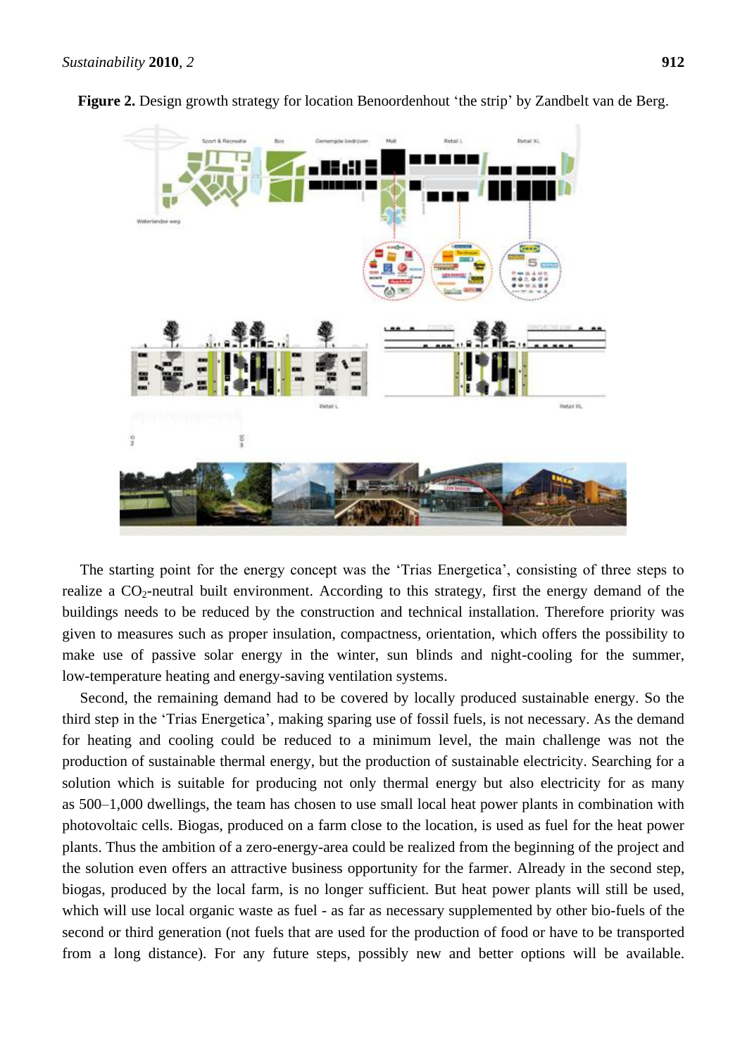**Figure 2.** Design growth strategy for location Benoordenhout 'the strip' by Zandbelt van de Berg.

The starting point for the energy concept was the 'Trias Energetica', consisting of three steps to realize a $CO_2$-neutral built environment. According to this strategy, first the energy demand of the buildings needs to be reduced by the construction and technical installation. Therefore priority was given to measures such as proper insulation, compactness, orientation, which offers the possibility to make use of passive solar energy in the winter, sun blinds and night-cooling for the summer, low-temperature heating and energy-saving ventilation systems.

Second, the remaining demand had to be covered by locally produced sustainable energy. So the third step in the 'Trias Energetica', making sparing use of fossil fuels, is not necessary. As the demand for heating and cooling could be reduced to a minimum level, the main challenge was not the production of sustainable thermal energy, but the production of sustainable electricity. Searching for a solution which is suitable for producing not only thermal energy but also electricity for as many as 500–1,000 dwellings, the team has chosen to use small local heat power plants in combination with photovoltaic cells. Biogas, produced on a farm close to the location, is used as fuel for the heat power plants. Thus the ambition of a zero-energy-area could be realized from the beginning of the project and the solution even offers an attractive business opportunity for the farmer. Already in the second step, biogas, produced by the local farm, is no longer sufficient. But heat power plants will still be used, which will use local organic waste as fuel - as far as necessary supplemented by other bio-fuels of the second or third generation (not fuels that are used for the production of food or have to be transported from a long distance). For any future steps, possibly new and better options will be available.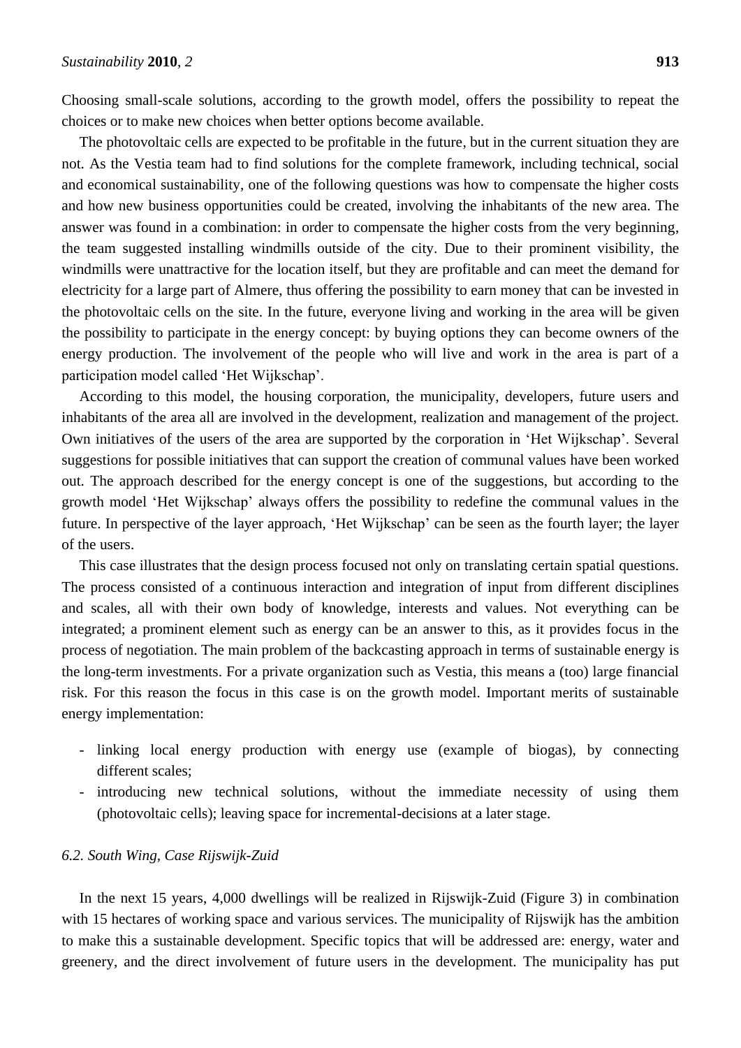Choosing small-scale solutions, according to the growth model, offers the possibility to repeat the choices or to make new choices when better options become available.

The photovoltaic cells are expected to be profitable in the future, but in the current situation they are not. As the Vestia team had to find solutions for the complete framework, including technical, social and economical sustainability, one of the following questions was how to compensate the higher costs and how new business opportunities could be created, involving the inhabitants of the new area. The answer was found in a combination: in order to compensate the higher costs from the very beginning, the team suggested installing windmills outside of the city. Due to their prominent visibility, the windmills were unattractive for the location itself, but they are profitable and can meet the demand for electricity for a large part of Almere, thus offering the possibility to earn money that can be invested in the photovoltaic cells on the site. In the future, everyone living and working in the area will be given the possibility to participate in the energy concept: by buying options they can become owners of the energy production. The involvement of the people who will live and work in the area is part of a participation model called 'Het Wijkschap'.

According to this model, the housing corporation, the municipality, developers, future users and inhabitants of the area all are involved in the development, realization and management of the project. Own initiatives of the users of the area are supported by the corporation in 'Het Wijkschap'. Several suggestions for possible initiatives that can support the creation of communal values have been worked out. The approach described for the energy concept is one of the suggestions, but according to the growth model 'Het Wijkschap' always offers the possibility to redefine the communal values in the future. In perspective of the layer approach, 'Het Wijkschap' can be seen as the fourth layer; the layer of the users.

This case illustrates that the design process focused not only on translating certain spatial questions. The process consisted of a continuous interaction and integration of input from different disciplines and scales, all with their own body of knowledge, interests and values. Not everything can be integrated; a prominent element such as energy can be an answer to this, as it provides focus in the process of negotiation. The main problem of the backcasting approach in terms of sustainable energy is the long-term investments. For a private organization such as Vestia, this means a (too) large financial risk. For this reason the focus in this case is on the growth model. Important merits of sustainable energy implementation:

- linking local energy production with energy use (example of biogas), by connecting different scales;
- introducing new technical solutions, without the immediate necessity of using them (photovoltaic cells); leaving space for incremental-decisions at a later stage.

### *6.2. South Wing, Case Rijswijk-Zuid*

In the next 15 years, 4,000 dwellings will be realized in Rijswijk-Zuid (Figure 3) in combination with 15 hectares of working space and various services. The municipality of Rijswijk has the ambition to make this a sustainable development. Specific topics that will be addressed are: energy, water and greenery, and the direct involvement of future users in the development. The municipality has put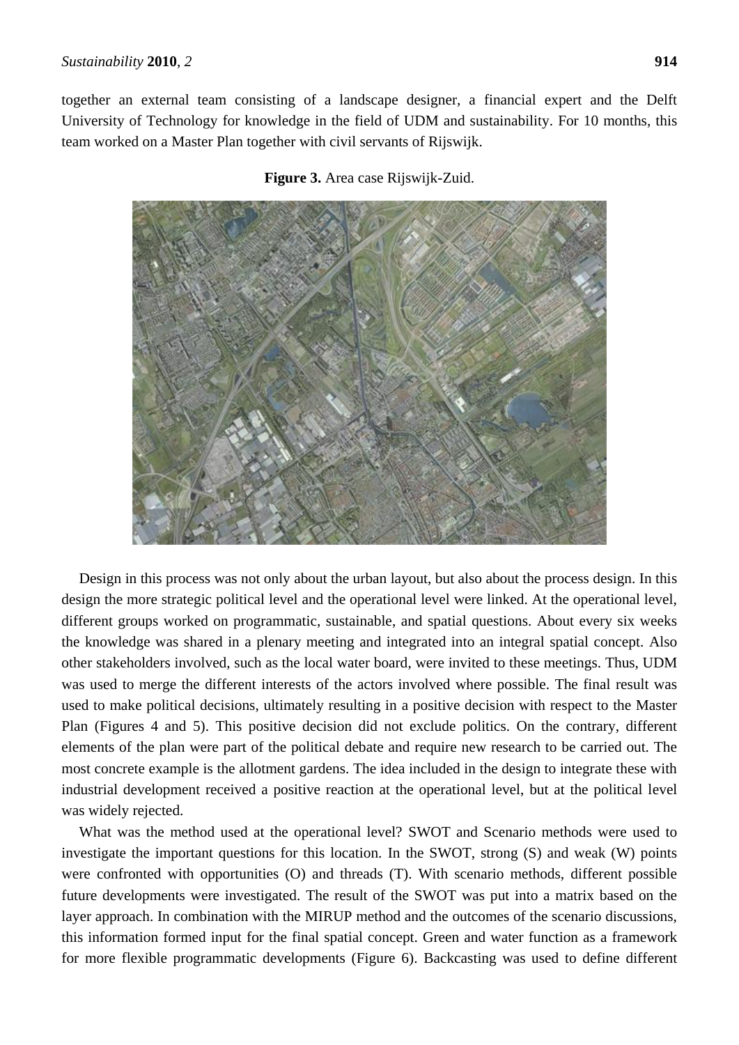together an external team consisting of a landscape designer, a financial expert and the Delft University of Technology for knowledge in the field of UDM and sustainability. For 10 months, this team worked on a Master Plan together with civil servants of Rijswijk.

**Figure 3.** Area case Rijswijk-Zuid.

Design in this process was not only about the urban layout, but also about the process design. In this design the more strategic political level and the operational level were linked. At the operational level, different groups worked on programmatic, sustainable, and spatial questions. About every six weeks the knowledge was shared in a plenary meeting and integrated into an integral spatial concept. Also other stakeholders involved, such as the local water board, were invited to these meetings. Thus, UDM was used to merge the different interests of the actors involved where possible. The final result was used to make political decisions, ultimately resulting in a positive decision with respect to the Master Plan (Figures 4 and 5). This positive decision did not exclude politics. On the contrary, different elements of the plan were part of the political debate and require new research to be carried out. The most concrete example is the allotment gardens. The idea included in the design to integrate these with industrial development received a positive reaction at the operational level, but at the political level was widely rejected.

What was the method used at the operational level? SWOT and Scenario methods were used to investigate the important questions for this location. In the SWOT, strong (S) and weak (W) points were confronted with opportunities (O) and threads (T). With scenario methods, different possible future developments were investigated. The result of the SWOT was put into a matrix based on the layer approach. In combination with the MIRUP method and the outcomes of the scenario discussions, this information formed input for the final spatial concept. Green and water function as a framework for more flexible programmatic developments (Figure 6). Backcasting was used to define different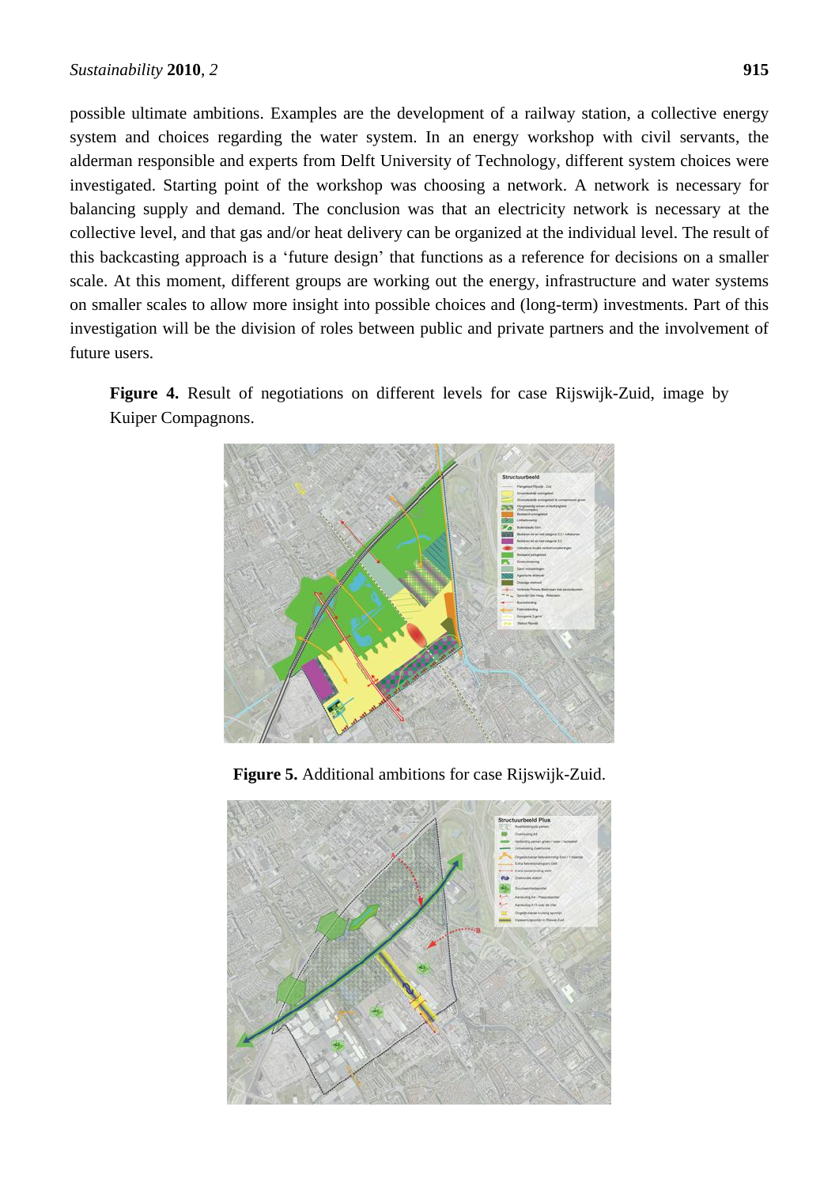possible ultimate ambitions. Examples are the development of a railway station, a collective energy system and choices regarding the water system. In an energy workshop with civil servants, the alderman responsible and experts from Delft University of Technology, different system choices were investigated. Starting point of the workshop was choosing a network. A network is necessary for balancing supply and demand. The conclusion was that an electricity network is necessary at the collective level, and that gas and/or heat delivery can be organized at the individual level. The result of this backcasting approach is a 'future design' that functions as a reference for decisions on a smaller scale. At this moment, different groups are working out the energy, infrastructure and water systems on smaller scales to allow more insight into possible choices and (long-term) investments. Part of this investigation will be the division of roles between public and private partners and the involvement of future users.

**Figure 4.** Result of negotiations on different levels for case Rijswijk-Zuid, image by Kuiper Compagnons.

**Figure 5.** Additional ambitions for case Rijswijk-Zuid.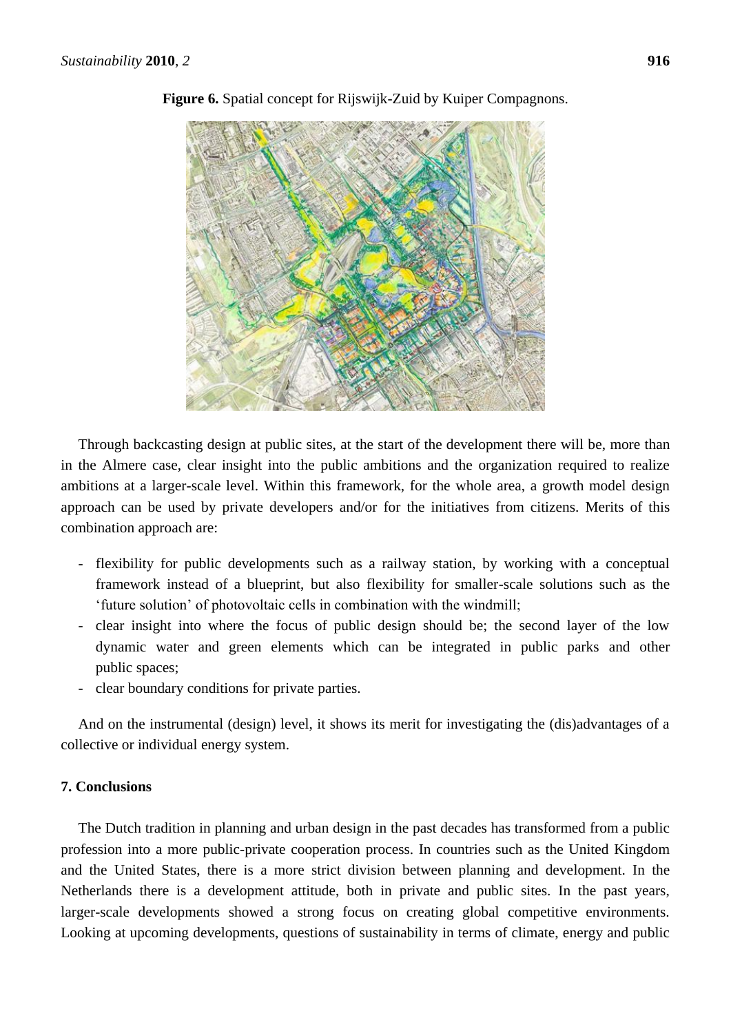**Figure 6.** Spatial concept for Rijswijk-Zuid by Kuiper Compagnons.

Through backcasting design at public sites, at the start of the development there will be, more than in the Almere case, clear insight into the public ambitions and the organization required to realize ambitions at a larger-scale level. Within this framework, for the whole area, a growth model design approach can be used by private developers and/or for the initiatives from citizens. Merits of this combination approach are:

- flexibility for public developments such as a railway station, by working with a conceptual framework instead of a blueprint, but also flexibility for smaller-scale solutions such as the 'future solution' of photovoltaic cells in combination with the windmill;
- clear insight into where the focus of public design should be; the second layer of the low dynamic water and green elements which can be integrated in public parks and other public spaces;
- clear boundary conditions for private parties.

And on the instrumental (design) level, it shows its merit for investigating the (dis)advantages of a collective or individual energy system.

## 7. Conclusions

The Dutch tradition in planning and urban design in the past decades has transformed from a public profession into a more public-private cooperation process. In countries such as the United Kingdom and the United States, there is a more strict division between planning and development. In the Netherlands there is a development attitude, both in private and public sites. In the past years, larger-scale developments showed a strong focus on creating global competitive environments. Looking at upcoming developments, questions of sustainability in terms of climate, energy and public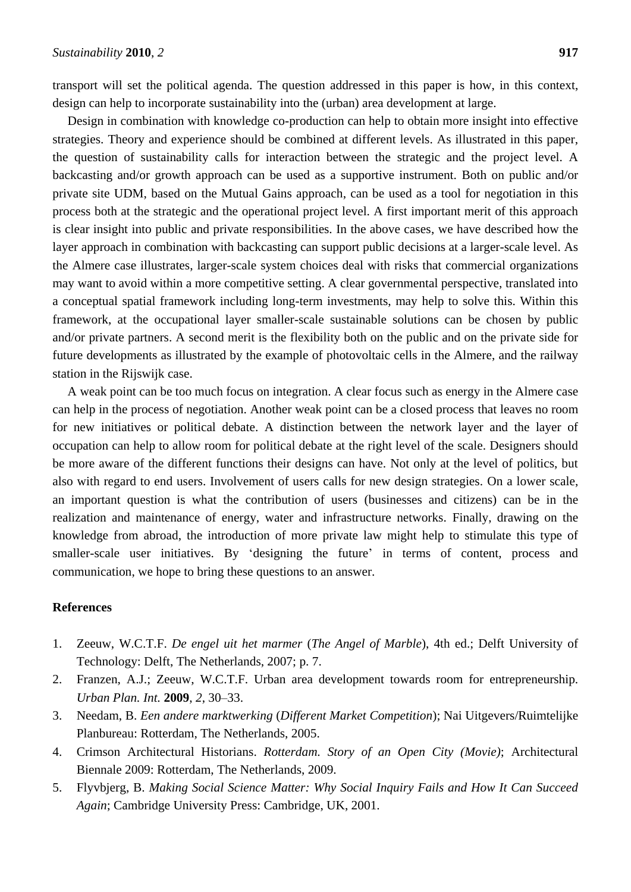transport will set the political agenda. The question addressed in this paper is how, in this context, design can help to incorporate sustainability into the (urban) area development at large.

Design in combination with knowledge co-production can help to obtain more insight into effective strategies. Theory and experience should be combined at different levels. As illustrated in this paper, the question of sustainability calls for interaction between the strategic and the project level. A backcasting and/or growth approach can be used as a supportive instrument. Both on public and/or private site UDM, based on the Mutual Gains approach, can be used as a tool for negotiation in this process both at the strategic and the operational project level. A first important merit of this approach is clear insight into public and private responsibilities. In the above cases, we have described how the layer approach in combination with backcasting can support public decisions at a larger-scale level. As the Almere case illustrates, larger-scale system choices deal with risks that commercial organizations may want to avoid within a more competitive setting. A clear governmental perspective, translated into a conceptual spatial framework including long-term investments, may help to solve this. Within this framework, at the occupational layer smaller-scale sustainable solutions can be chosen by public and/or private partners. A second merit is the flexibility both on the public and on the private side for future developments as illustrated by the example of photovoltaic cells in the Almere, and the railway station in the Rijswijk case.

A weak point can be too much focus on integration. A clear focus such as energy in the Almere case can help in the process of negotiation. Another weak point can be a closed process that leaves no room for new initiatives or political debate. A distinction between the network layer and the layer of occupation can help to allow room for political debate at the right level of the scale. Designers should be more aware of the different functions their designs can have. Not only at the level of politics, but also with regard to end users. Involvement of users calls for new design strategies. On a lower scale, an important question is what the contribution of users (businesses and citizens) can be in the realization and maintenance of energy, water and infrastructure networks. Finally, drawing on the knowledge from abroad, the introduction of more private law might help to stimulate this type of smaller-scale user initiatives. By 'designing the future' in terms of content, process and communication, we hope to bring these questions to an answer.

## References

1. Zeeuw, W.C.T.F. *De engel uit het marmer* (*The Angel of Marble*), 4th ed.; Delft University of Technology: Delft, The Netherlands, 2007; p. 7.
2. Franzen, A.J.; Zeeuw, W.C.T.F. Urban area development towards room for entrepreneurship. *Urban Plan. Int.* **2009**, *2*, 30–33.
3. Needam, B. *Een andere marktwerking* (*Different Market Competition*); Nai Uitgevers/Ruimtelijke Planbureau: Rotterdam, The Netherlands, 2005.
4. Crimson Architectural Historians. *Rotterdam. Story of an Open City (Movie)*; Architectural Biennale 2009: Rotterdam, The Netherlands, 2009.
5. Flyvbjerg, B. *Making Social Science Matter: Why Social Inquiry Fails and How It Can Succeed Again*; Cambridge University Press: Cambridge, UK, 2001.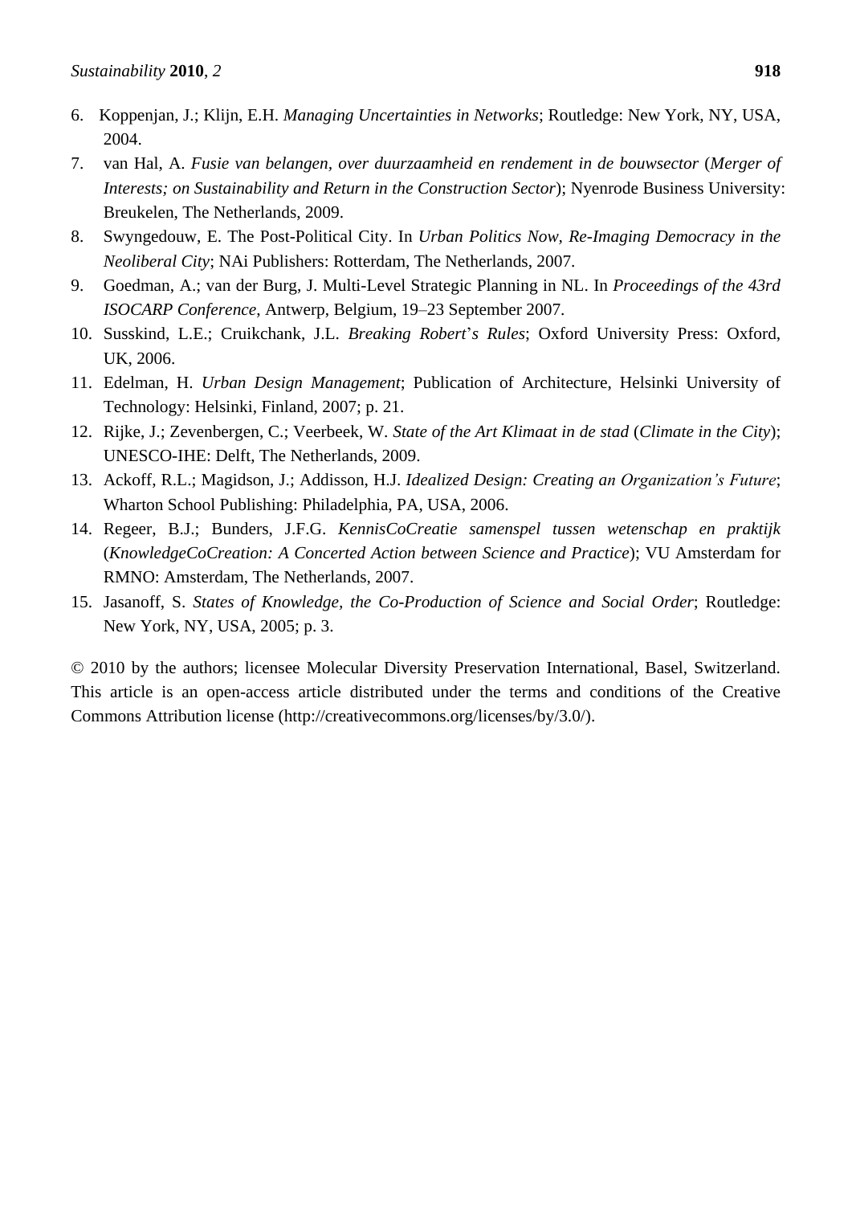6. Koppenjan, J.; Klijn, E.H. *Managing Uncertainties in Networks*; Routledge: New York, NY, USA, 2004.
7. van Hal, A. *Fusie van belangen, over duurzaamheid en rendement in de bouwsector* (*Merger of Interests; on Sustainability and Return in the Construction Sector*); Nyenrode Business University: Breukelen, The Netherlands, 2009.
8. Swyngedouw, E. The Post-Political City. In *Urban Politics Now, Re-Imaging Democracy in the Neoliberal City*; NAi Publishers: Rotterdam, The Netherlands, 2007.
9. Goedman, A.; van der Burg, J. Multi-Level Strategic Planning in NL. In *Proceedings of the 43rd ISOCARP Conference*, Antwerp, Belgium, 19–23 September 2007.
10. Susskind, L.E.; Cruikchank, J.L. *Breaking Robert's Rules*; Oxford University Press: Oxford, UK, 2006.
11. Edelman, H. *Urban Design Management*; Publication of Architecture, Helsinki University of Technology: Helsinki, Finland, 2007; p. 21.
12. Rijke, J.; Zevenbergen, C.; Veerbeek, W. *State of the Art Klimaat in de stad* (*Climate in the City*); UNESCO-IHE: Delft, The Netherlands, 2009.
13. Ackoff, R.L.; Magidson, J.; Addisson, H.J. *Idealized Design: Creating an Organization's Future*; Wharton School Publishing: Philadelphia, PA, USA, 2006.
14. Regeer, B.J.; Bunders, J.F.G. *KennisCoCreatie samenspel tussen wetenschap en praktijk* (*KnowledgeCoCreation: A Concerted Action between Science and Practice*); VU Amsterdam for RMNO: Amsterdam, The Netherlands, 2007.
15. Jasanoff, S. *States of Knowledge, the Co-Production of Science and Social Order*; Routledge: New York, NY, USA, 2005; p. 3.

© 2010 by the authors; licensee Molecular Diversity Preservation International, Basel, Switzerland. This article is an open-access article distributed under the terms and conditions of the Creative Commons Attribution license (http://creativecommons.org/licenses/by/3.0/).